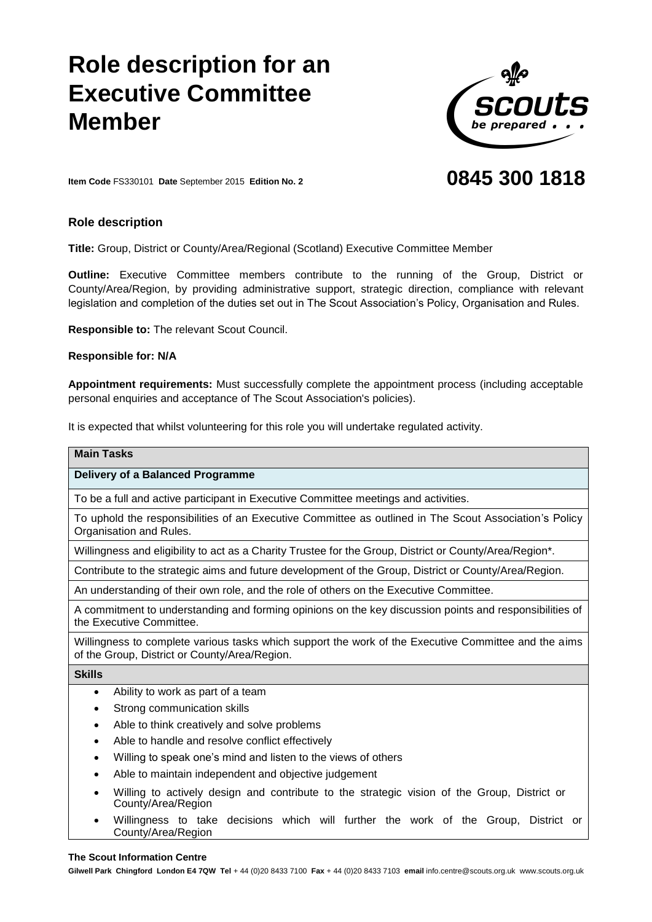# Role description for an Executive Committee Member

scouts
be prepared . . .

**Item Code** FS330101 **Date** September 2015 **Edition No. 2**

**0845 300 1818**

## Role description

**Title:** Group, District or County/Area/Regional (Scotland) Executive Committee Member

**Outline:** Executive Committee members contribute to the running of the Group, District or County/Area/Region, by providing administrative support, strategic direction, compliance with relevant legislation and completion of the duties set out in The Scout Association's Policy, Organisation and Rules.

**Responsible to:** The relevant Scout Council.

**Responsible for: N/A**

**Appointment requirements:** Must successfully complete the appointment process (including acceptable personal enquiries and acceptance of The Scout Association's policies).

It is expected that whilst volunteering for this role you will undertake regulated activity.

| **Main Tasks** |
|---|
| **Delivery of a Balanced Programme** |
| To be a full and active participant in Executive Committee meetings and activities. |
| To uphold the responsibilities of an Executive Committee as outlined in The Scout Association's Policy Organisation and Rules. |
| Willingness and eligibility to act as a Charity Trustee for the Group, District or County/Area/Region*. |
| Contribute to the strategic aims and future development of the Group, District or County/Area/Region. |
| An understanding of their own role, and the role of others on the Executive Committee. |
| A commitment to understanding and forming opinions on the key discussion points and responsibilities of the Executive Committee. |
| Willingness to complete various tasks which support the work of the Executive Committee and the aims of the Group, District or County/Area/Region. |

**Skills**

- Ability to work as part of a team
- Strong communication skills
- Able to think creatively and solve problems
- Able to handle and resolve conflict effectively
- Willing to speak one's mind and listen to the views of others
- Able to maintain independent and objective judgement
- Willing to actively design and contribute to the strategic vision of the Group, District or County/Area/Region
- Willingness to take decisions which will further the work of the Group, District or County/Area/Region

**The Scout Information Centre**

**Gilwell Park Chingford London E4 7QW Tel** + 44 (0)20 8433 7100 **Fax** + 44 (0)20 8433 7103 **email** info.centre@scouts.org.uk www.scouts.org.uk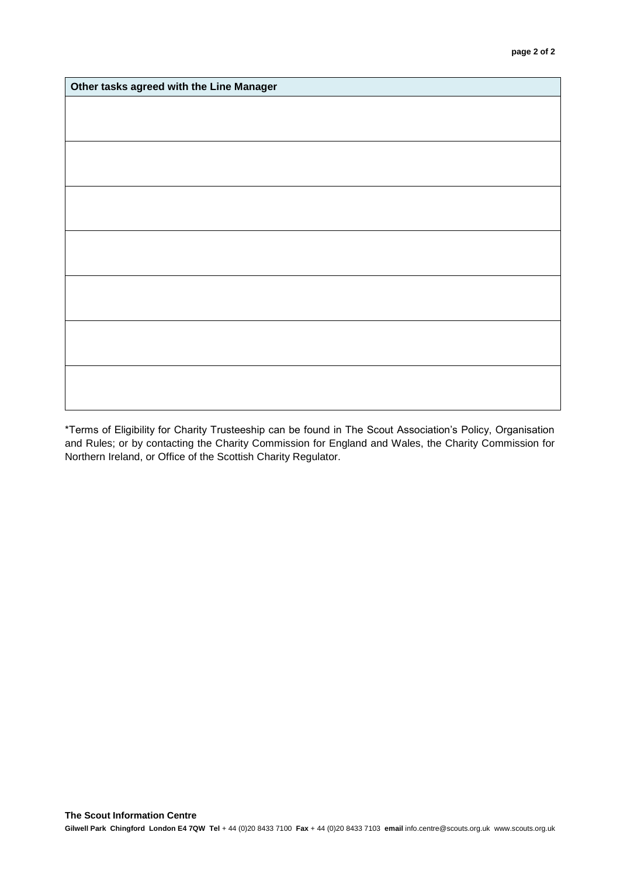| Other tasks agreed with the Line Manager |
| --- |
| |
| |
| |
| |
| |
| |
| |

*Terms of Eligibility for Charity Trusteeship can be found in The Scout Association's Policy, Organisation and Rules; or by contacting the Charity Commission for England and Wales, the Charity Commission for Northern Ireland, or Office of the Scottish Charity Regulator.

**The Scout Information Centre**
**Gilwell Park Chingford London E4 7QW Tel** + 44 (0)20 8433 7100 **Fax** + 44 (0)20 8433 7103 **email** info.centre@scouts.org.uk www.scouts.org.uk